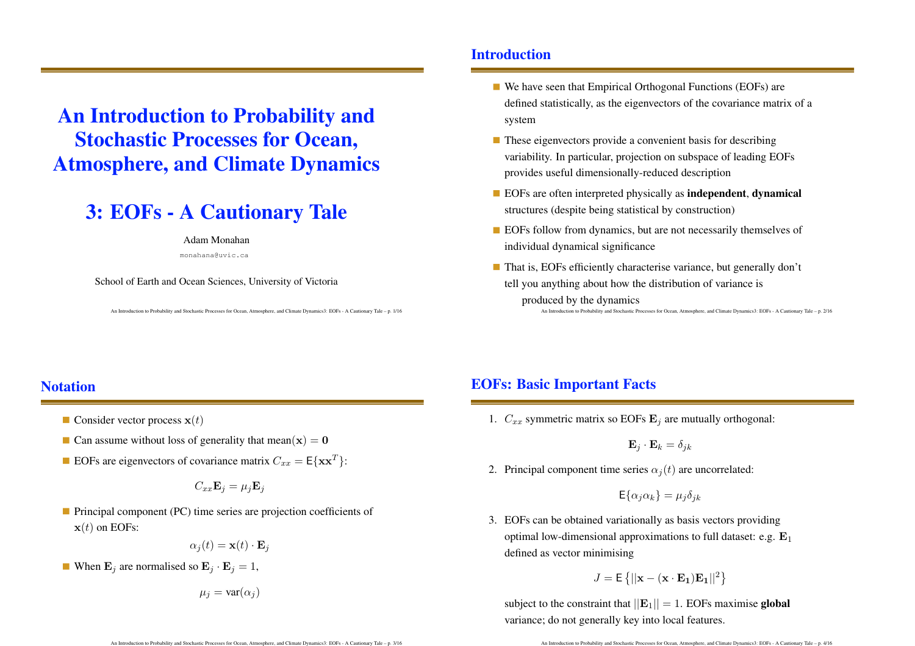# An Introduction to Probability and Stochastic Processes for Ocean, Atmosphere, and Climate Dynamics

# 3: EOFs - A Cautionary Tale

Adam Monahan

monahana@uvic.ca

School of Earth and Ocean Sciences, University of Victoria

## Introduction

- We have seen that Empirical Orthogonal Functions (EOFs) are defined statistically, as the eigenvectors of the covariance matrix of a system
- These eigenvectors provide a convenient basis for describing variability. In particular, projection on subspace of leading EOFs provides useful dimensionally-reduced description
- EOFs are often interpreted physically as **independent**, **dynamical** structures (despite being statistical by construction)
- EOFs follow from dynamics, but are not necessarily themselves of individual dynamical significance
- That is, EOFs efficiently characterise variance, but generally don't tell you anything about how the distribution of variance is produced by the dynamics

## Notation

- Consider vector process $\mathbf{x}(t)$
- Can assume without loss of generality that mean$(\mathbf{x}) = \mathbf{0}$
- EOFs are eigenvectors of covariance matrix $C_{xx} = \mathsf{E}\{\mathbf{x}\mathbf{x}^T\}$:

$$C_{xx}\mathbf{E}_j = \mu_j \mathbf{E}_j$$

- Principal component (PC) time series are projection coefficients of $\mathbf{x}(t)$ on EOFs:

$$\alpha_j(t) = \mathbf{x}(t) \cdot \mathbf{E}_j$$

- When $\mathbf{E}_j$ are normalised so $\mathbf{E}_j \cdot \mathbf{E}_j = 1$,

$$\mu_j = \text{var}(\alpha_j)$$

## EOFs: Basic Important Facts

1. $C_{xx}$ symmetric matrix so EOFs $\mathbf{E}_j$ are mutually orthogonal:

$$\mathbf{E}_j \cdot \mathbf{E}_k = \delta_{jk}$$

2. Principal component time series $\alpha_j(t)$ are uncorrelated:

$$\mathsf{E}\{\alpha_j \alpha_k\} = \mu_j \delta_{jk}$$

3. EOFs can be obtained variationally as basis vectors providing optimal low-dimensional approximations to full dataset: e.g. $\mathbf{E}_1$ defined as vector minimising

$$J = \mathsf{E}\left\{||\mathbf{x} - (\mathbf{x} \cdot \mathbf{E_1})\mathbf{E_1}||^2\right\}$$

subject to the constraint that $||\mathbf{E}_1|| = 1$. EOFs maximise **global** variance; do not generally key into local features.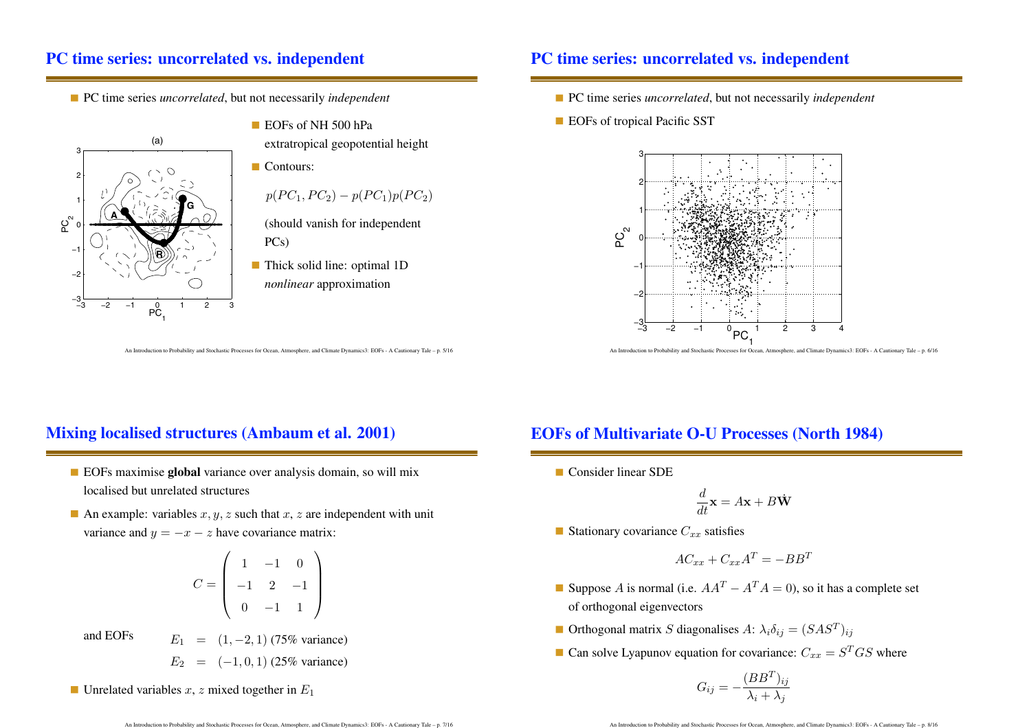## PC time series: uncorrelated vs. independent

- PC time series *uncorrelated*, but not necessarily *independent*

(a)

3
2
1
0
−1
−2
−3
PC$_2$
−3 −2 −1 0 1 2 3
PC$_1$
A
G
R

- EOFs of NH 500 hPa extratropical geopotential height
- Contours:

$$p(PC_1, PC_2) - p(PC_1)p(PC_2)$$

(should vanish for independent PCs)

- Thick solid line: optimal 1D *nonlinear* approximation

## PC time series: uncorrelated vs. independent

- PC time series *uncorrelated*, but not necessarily *independent*
- EOFs of tropical Pacific SST

3
2
1
0
−1
−2
−3
PC$_2$
−3 −2 −1 0 1 2 3 4
PC$_1$

## Mixing localised structures (Ambaum et al. 2001)

- EOFs maximise **global** variance over analysis domain, so will mix localised but unrelated structures
- An example: variables $x, y, z$ such that $x$, $z$ are independent with unit variance and $y = -x - z$ have covariance matrix:

$$C = \begin{pmatrix} 1 & -1 & 0 \\ -1 & 2 & -1 \\ 0 & -1 & 1 \end{pmatrix}$$

and EOFs

$$E_1 = (1, -2, 1) \text{ (75\% variance)}$$
$$E_2 = (-1, 0, 1) \text{ (25\% variance)}$$

- Unrelated variables $x$, $z$ mixed together in $E_1$

## EOFs of Multivariate O-U Processes (North 1984)

- Consider linear SDE

$$\frac{d}{dt}\mathbf{x} = A\mathbf{x} + B\dot{\mathbf{W}}$$

- Stationary covariance $C_{xx}$ satisfies

$$AC_{xx} + C_{xx}A^T = -BB^T$$

- Suppose $A$ is normal (i.e. $AA^T - A^T A = 0$), so it has a complete set of orthogonal eigenvectors
- Orthogonal matrix $S$ diagonalises $A$: $\lambda_i \delta_{ij} = (SAS^T)_{ij}$
- Can solve Lyapunov equation for covariance: $C_{xx} = S^T G S$ where

$$G_{ij} = -\frac{(BB^T)_{ij}}{\lambda_i + \lambda_j}$$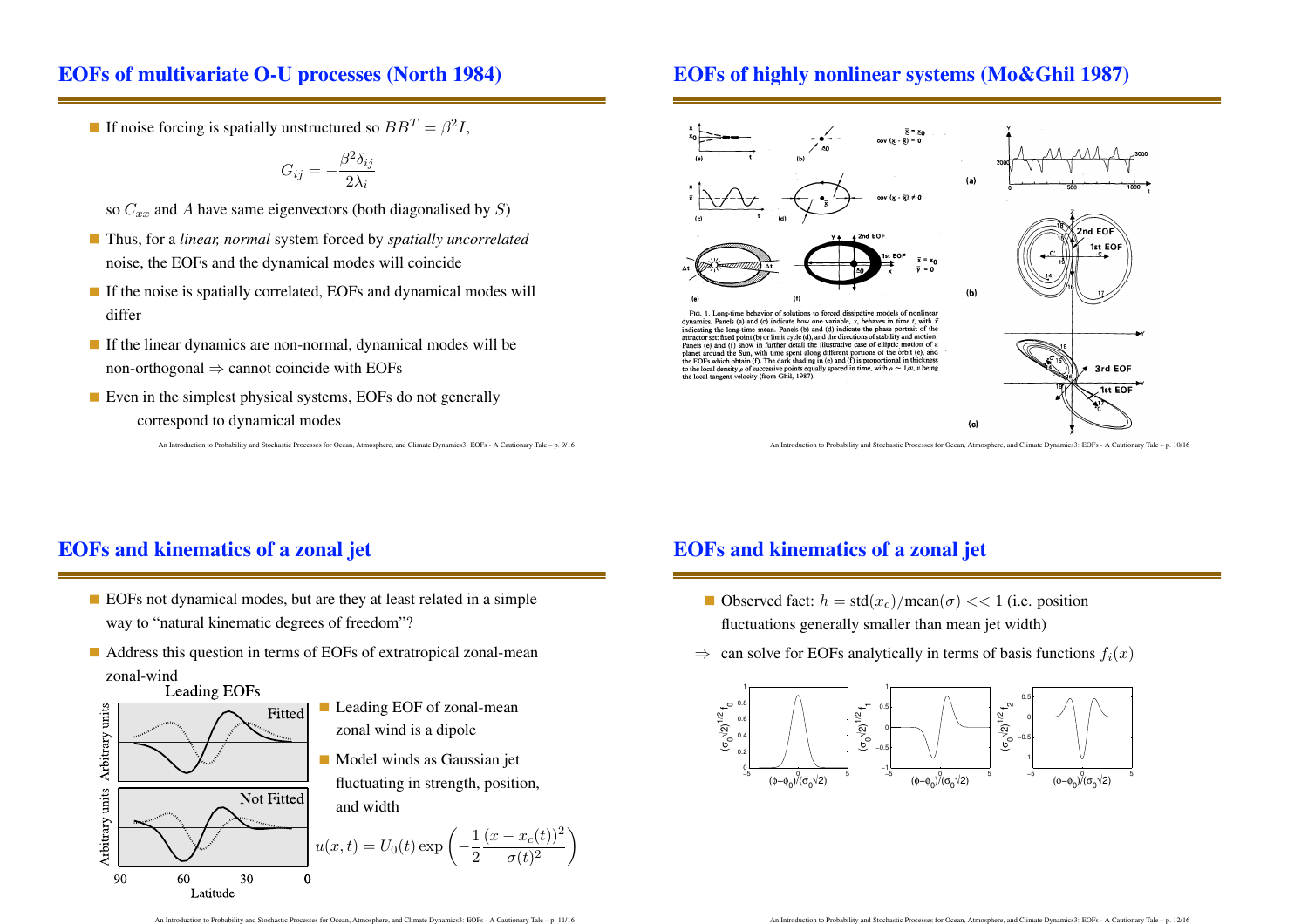## EOFs of multivariate O-U processes (North 1984)

- If noise forcing is spatially unstructured so $BB^T = \beta^2 I$,

$$G_{ij} = -\frac{\beta^2 \delta_{ij}}{2\lambda_i}$$

  so $C_{xx}$ and $A$ have same eigenvectors (both diagonalised by $S$)
- Thus, for a *linear, normal* system forced by *spatially uncorrelated* noise, the EOFs and the dynamical modes will coincide
- If the noise is spatially correlated, EOFs and dynamical modes will differ
- If the linear dynamics are non-normal, dynamical modes will be non-orthogonal $\Rightarrow$ cannot coincide with EOFs
- Even in the simplest physical systems, EOFs do not generally correspond to dynamical modes

## EOFs of highly nonlinear systems (Mo&Ghil 1987)

(a)
$\bar{x} = x_0$
cov $(\underline{x} - \bar{\underline{x}}) = 0$
(b)
(c)
(d)
cov $(\underline{x} - \bar{\underline{x}}) \neq 0$
(e)
(f)
2nd EOF
1st EOF
$\bar{x} = x_0$
$\bar{y} = 0$

FIG. 1. Long-time behavior of solutions to forced dissipative models of nonlinear dynamics. Panels (a) and (c) indicate how one variable, $x$, behaves in time $t$, with $\bar{x}$ indicating the long-time mean. Panels (b) and (d) indicate the phase portrait of the attractor set: fixed point (b) or limit cycle (d), and the directions of stability and motion. Panels (e) and (f) show in further detail the illustrative case of elliptic motion of a planet around the Sun, with time spent along different portions of the orbit (e), and the EOFs which obtain (f). The dark shading in (e) and (f) is proportional in thickness to the local density $\rho$ of successive points equally spaced in time, with $\rho \sim 1/v$, $v$ being the local tangent velocity (from Ghil, 1987).

(a)
2000
3000
0
500
1000
(b)
2nd EOF
1st EOF
(c)
3rd EOF
1st EOF

## EOFs and kinematics of a zonal jet

- EOFs not dynamical modes, but are they at least related in a simple way to "natural kinematic degrees of freedom"?
- Address this question in terms of EOFs of extratropical zonal-mean zonal-wind

Leading EOFs
Fitted
Not Fitted
Arbitrary units
Arbitrary units
-90
-60
-30
0
Latitude

- Leading EOF of zonal-mean zonal wind is a dipole
- Model winds as Gaussian jet fluctuating in strength, position, and width

$$u(x,t) = U_0(t) \exp\left(-\frac{1}{2}\frac{(x - x_c(t))^2}{\sigma(t)^2}\right)$$

## EOFs and kinematics of a zonal jet

- Observed fact: $h = \text{std}(x_c)/\text{mean}(\sigma) << 1$ (i.e. position fluctuations generally smaller than mean jet width)

$\Rightarrow$ can solve for EOFs analytically in terms of basis functions $f_i(x)$

$(\sigma_0\sqrt{2})^{1/2} f_0$
$(\sigma_0\sqrt{2})^{1/2} f_1$
$(\sigma_0\sqrt{2})^{1/2} f_2$
$(\phi - \phi_0)/(\sigma_0\sqrt{2})$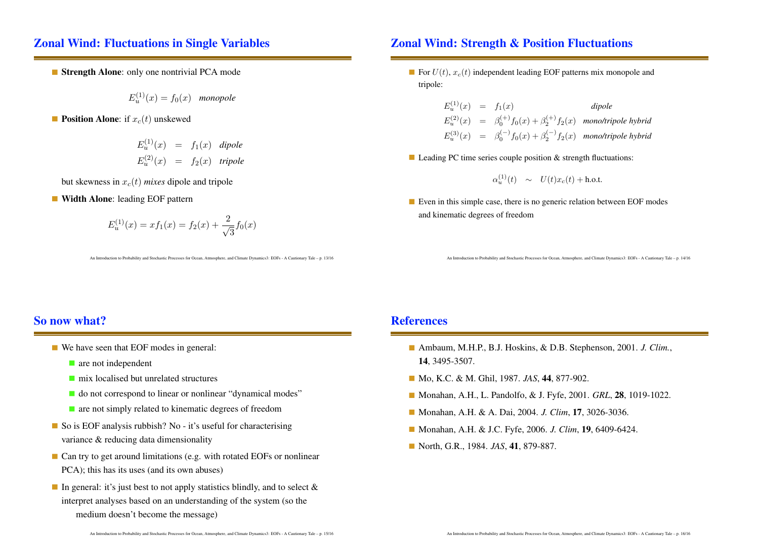## Zonal Wind: Fluctuations in Single Variables

- **Strength Alone**: only one nontrivial PCA mode

$$E_u^{(1)}(x) = f_0(x) \quad \textit{monopole}$$

- **Position Alone**: if $x_c(t)$ unskewed

$$\begin{aligned} E_u^{(1)}(x) &= f_1(x) \quad \textit{dipole} \\ E_u^{(2)}(x) &= f_2(x) \quad \textit{tripole} \end{aligned}$$

  but skewness in $x_c(t)$ *mixes* dipole and tripole

- **Width Alone**: leading EOF pattern

$$E_u^{(1)}(x) = x f_1(x) = f_2(x) + \frac{2}{\sqrt{3}} f_0(x)$$

## Zonal Wind: Strength & Position Fluctuations

- For $U(t)$, $x_c(t)$ independent leading EOF patterns mix monopole and tripole:

$$\begin{aligned} E_u^{(1)}(x) &= f_1(x) & \textit{dipole} \\ E_u^{(2)}(x) &= \beta_0^{(+)} f_0(x) + \beta_2^{(+)} f_2(x) & \textit{mono/tripole hybrid} \\ E_u^{(3)}(x) &= \beta_0^{(-)} f_0(x) + \beta_2^{(-)} f_2(x) & \textit{mono/tripole hybrid} \end{aligned}$$

- Leading PC time series couple position & strength fluctuations:

$$\alpha_u^{(1)}(t) \quad \sim \quad U(t) x_c(t) + \text{h.o.t.}$$

- Even in this simple case, there is no generic relation between EOF modes and kinematic degrees of freedom

## So now what?

- We have seen that EOF modes in general:
  - are not independent
  - mix localised but unrelated structures
  - do not correspond to linear or nonlinear "dynamical modes"
  - are not simply related to kinematic degrees of freedom
- So is EOF analysis rubbish? No - it's useful for characterising variance & reducing data dimensionality
- Can try to get around limitations (e.g. with rotated EOFs or nonlinear PCA); this has its uses (and its own abuses)
- In general: it's just best to not apply statistics blindly, and to select & interpret analyses based on an understanding of the system (so the medium doesn't become the message)

## References

- Ambaum, M.H.P., B.J. Hoskins, & D.B. Stephenson, 2001. *J. Clim.*, **14**, 3495-3507.
- Mo, K.C. & M. Ghil, 1987. *JAS*, **44**, 877-902.
- Monahan, A.H., L. Pandolfo, & J. Fyfe, 2001. *GRL*, **28**, 1019-1022.
- Monahan, A.H. & A. Dai, 2004. *J. Clim*, **17**, 3026-3036.
- Monahan, A.H. & J.C. Fyfe, 2006. *J. Clim*, **19**, 6409-6424.
- North, G.R., 1984. *JAS*, **41**, 879-887.